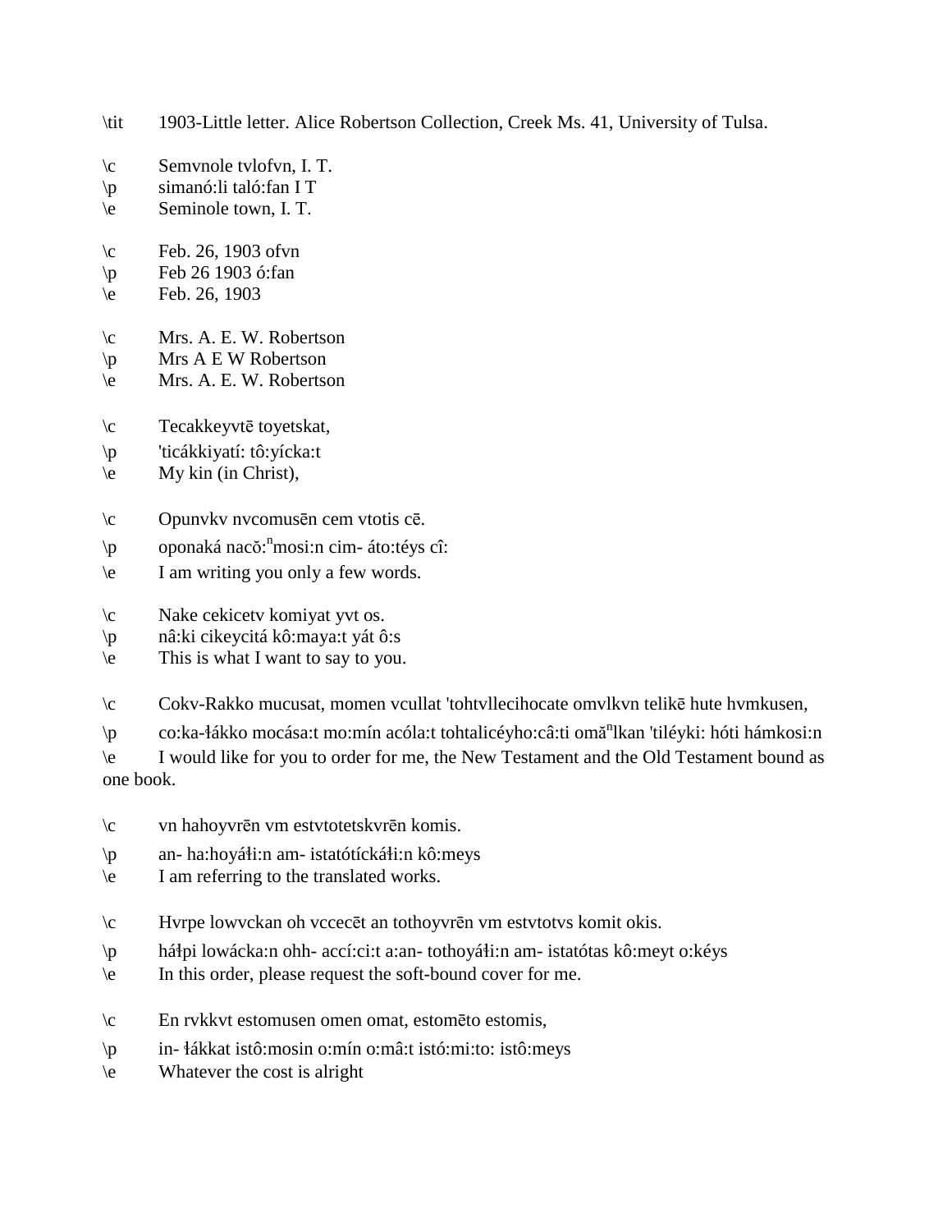\tit 1903-Little letter. Alice Robertson Collection, Creek Ms. 41, University of Tulsa.

\c Semvnole tvlofvn, I. T.
\p simanó:li taló:fan I T
\e Seminole town, I. T.

\c Feb. 26, 1903 ofvn
\p Feb 26 1903 ó:fan
\e Feb. 26, 1903

\c Mrs. A. E. W. Robertson
\p Mrs A E W Robertson
\e Mrs. A. E. W. Robertson

\c Tecakkeyvtē toyetskat,
\p 'ticákkiyatí: tô:yícka:t
\e My kin (in Christ),

\c Opunvkv nvcomusēn cem vtotis cē.
\p oponaká nacǒ:$^{n}$mosi:n cim- áto:téys cî:
\e I am writing you only a few words.

\c Nake cekicetv komiyat yvt os.
\p nâ:ki cikeycitá kô:maya:t yát ô:s
\e This is what I want to say to you.

\c Cokv-Rakko mucusat, momen vcullat 'tohtvllecihocate omvlkvn telikē hute hvmkusen,
\p co:ka-ɬákko mocása:t mo:mín acóla:t tohtalicéyho:câ:ti omǎ$^{n}$lkan 'tiléyki: hóti hámkosi:n
\e I would like for you to order for me, the New Testament and the Old Testament bound as one book.

\c vn hahoyvrēn vm estvtotetskvrēn komis.
\p an- ha:hoyáɬi:n am- istatótíckáɬi:n kô:meys
\e I am referring to the translated works.

\c Hvrpe lowvckan oh vccecēt an tothoyvrēn vm estvtotvs komit okis.
\p háɬpi lowácka:n ohh- accí:ci:t a:an- tothoyáɬi:n am- istatótas kô:meyt o:kéys
\e In this order, please request the soft-bound cover for me.

\c En rvkkvt estomusen omen omat, estomēto estomis,
\p in- ɬákkat istô:mosin o:mín o:mâ:t istó:mi:to: istô:meys
\e Whatever the cost is alright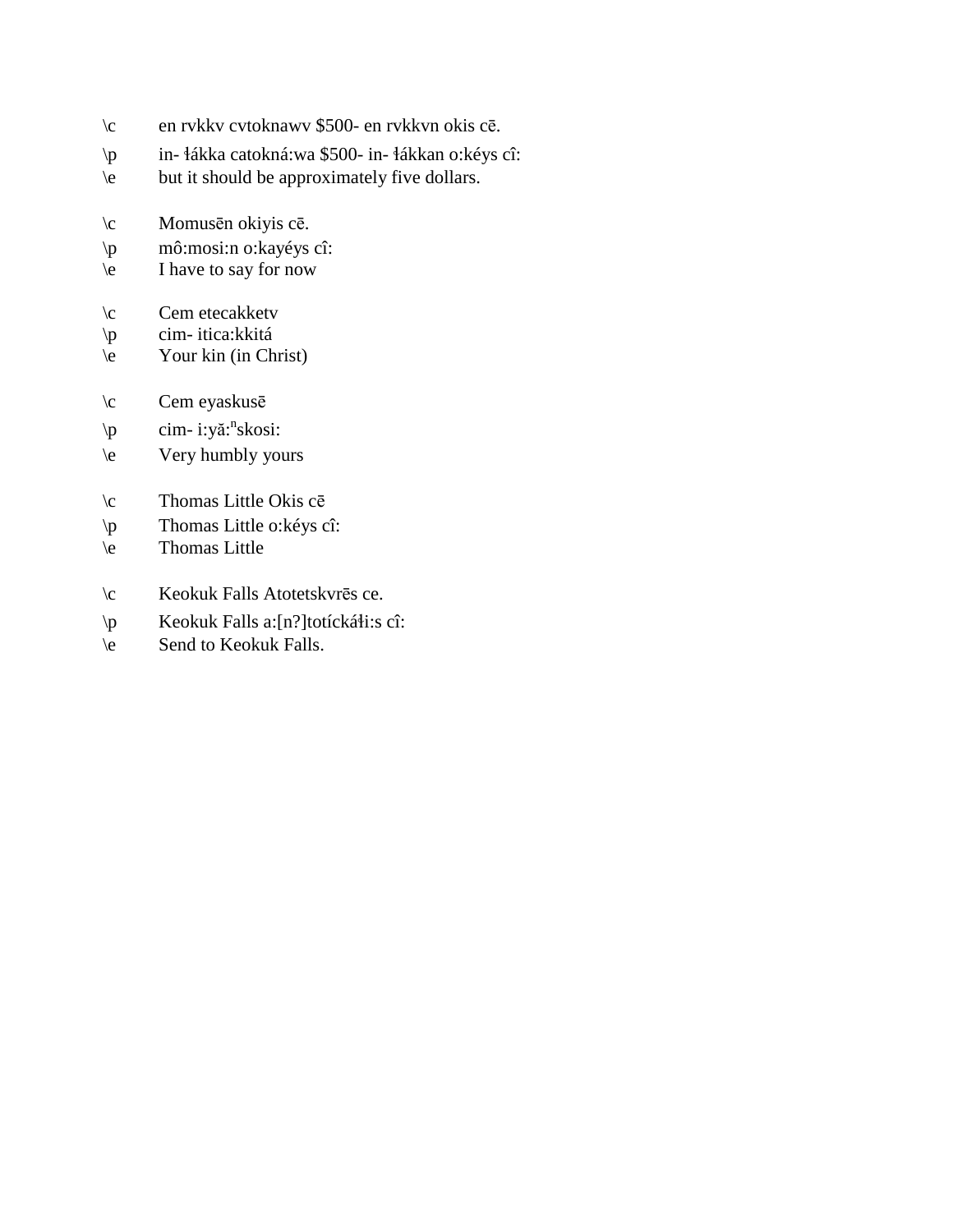\c	en rvkkv cvtoknawv $500- en rvkkvn okis cē.
\p	in- ɬákka catokná:wa $500- in- ɬákkan o:kéys cî:
\e	but it should be approximately five dollars.

\c	Momusēn okiyis cē.
\p	mô:mosi:n o:kayéys cî:
\e	I have to say for now

\c	Cem etecakketv
\p	cim- itica:kkitá
\e	Your kin (in Christ)

\c	Cem eyaskusē
\p	cim- i:yă:$^{n}$skosi:
\e	Very humbly yours

\c	Thomas Little Okis cē
\p	Thomas Little o:kéys cî:
\e	Thomas Little

\c	Keokuk Falls Atotetskvrēs ce.
\p	Keokuk Falls a:[n?]totíckáɬi:s cî:
\e	Send to Keokuk Falls.